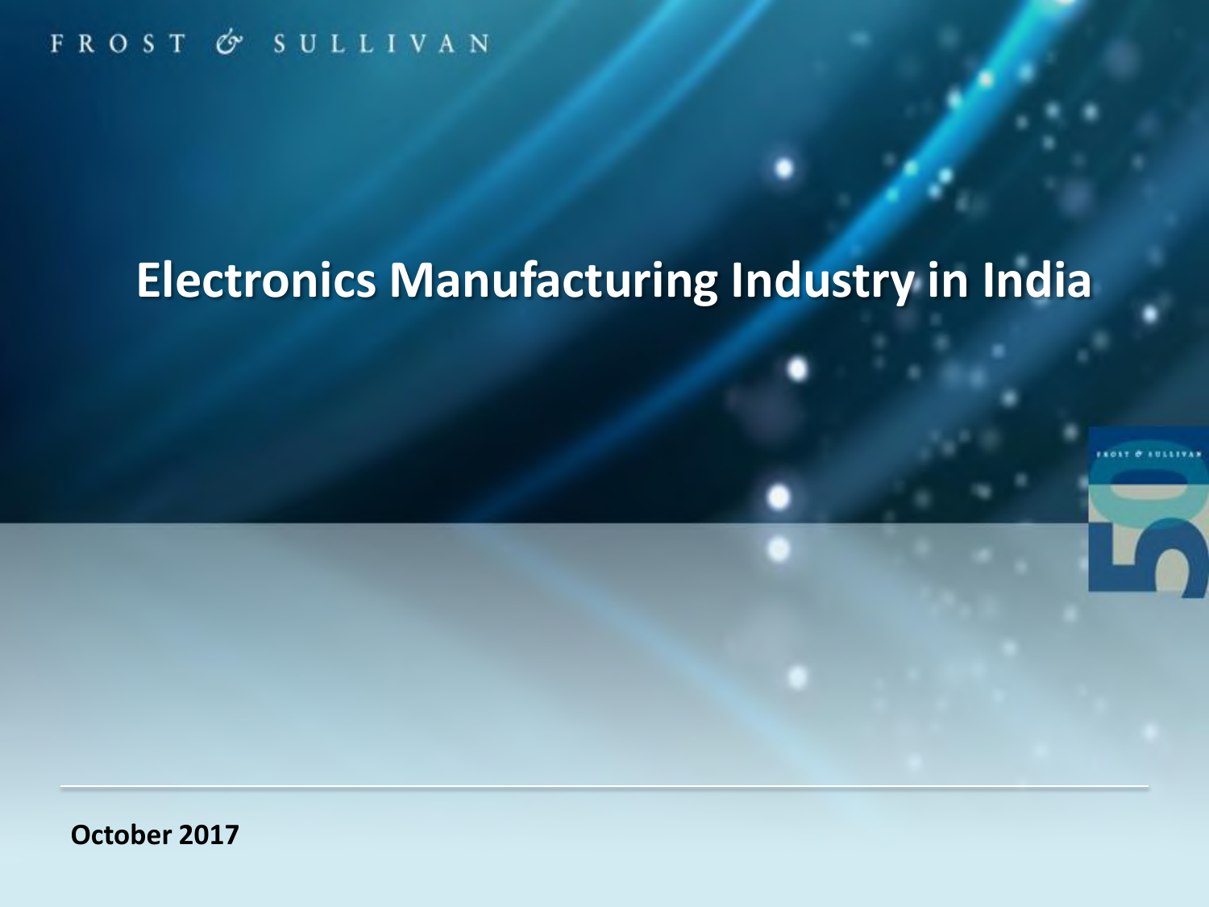FROST & SULLIVAN

# Electronics Manufacturing Industry in India

**October 2017**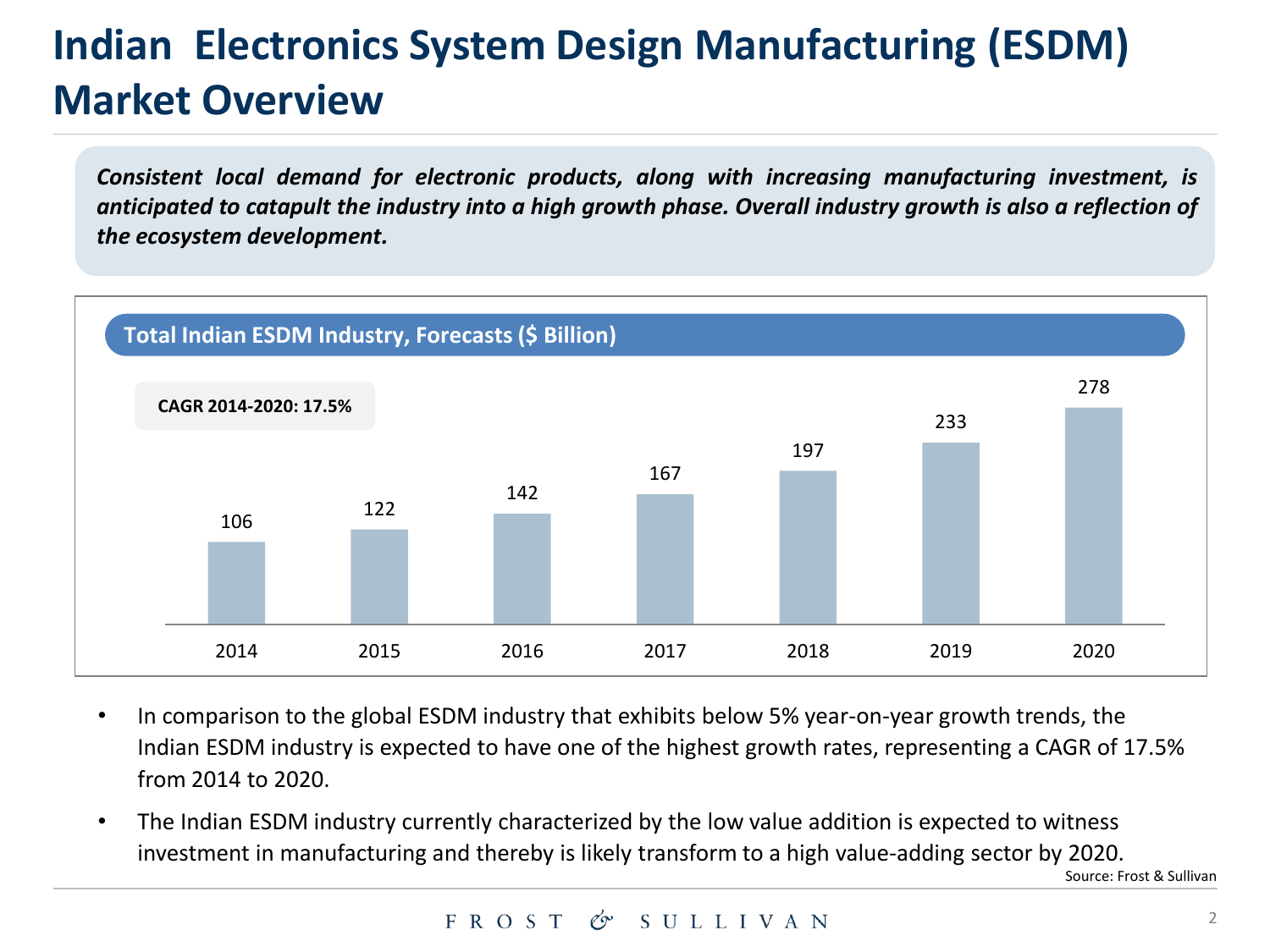# Indian Electronics System Design Manufacturing (ESDM) Market Overview

***Consistent local demand for electronic products, along with increasing manufacturing investment, is anticipated to catapult the industry into a high growth phase. Overall industry growth is also a reflection of the ecosystem development.***

**Total Indian ESDM Industry, Forecasts ($ Billion)**

**CAGR 2014-2020: 17.5%**

| Year | 2014 | 2015 | 2016 | 2017 | 2018 | 2019 | 2020 |
|---|---|---|---|---|---|---|---|
| $ Billion | 106 | 122 | 142 | 167 | 197 | 233 | 278 |

- In comparison to the global ESDM industry that exhibits below 5% year-on-year growth trends, the Indian ESDM industry is expected to have one of the highest growth rates, representing a CAGR of 17.5% from 2014 to 2020.
- The Indian ESDM industry currently characterized by the low value addition is expected to witness investment in manufacturing and thereby is likely transform to a high value-adding sector by 2020.

Source: Frost & Sullivan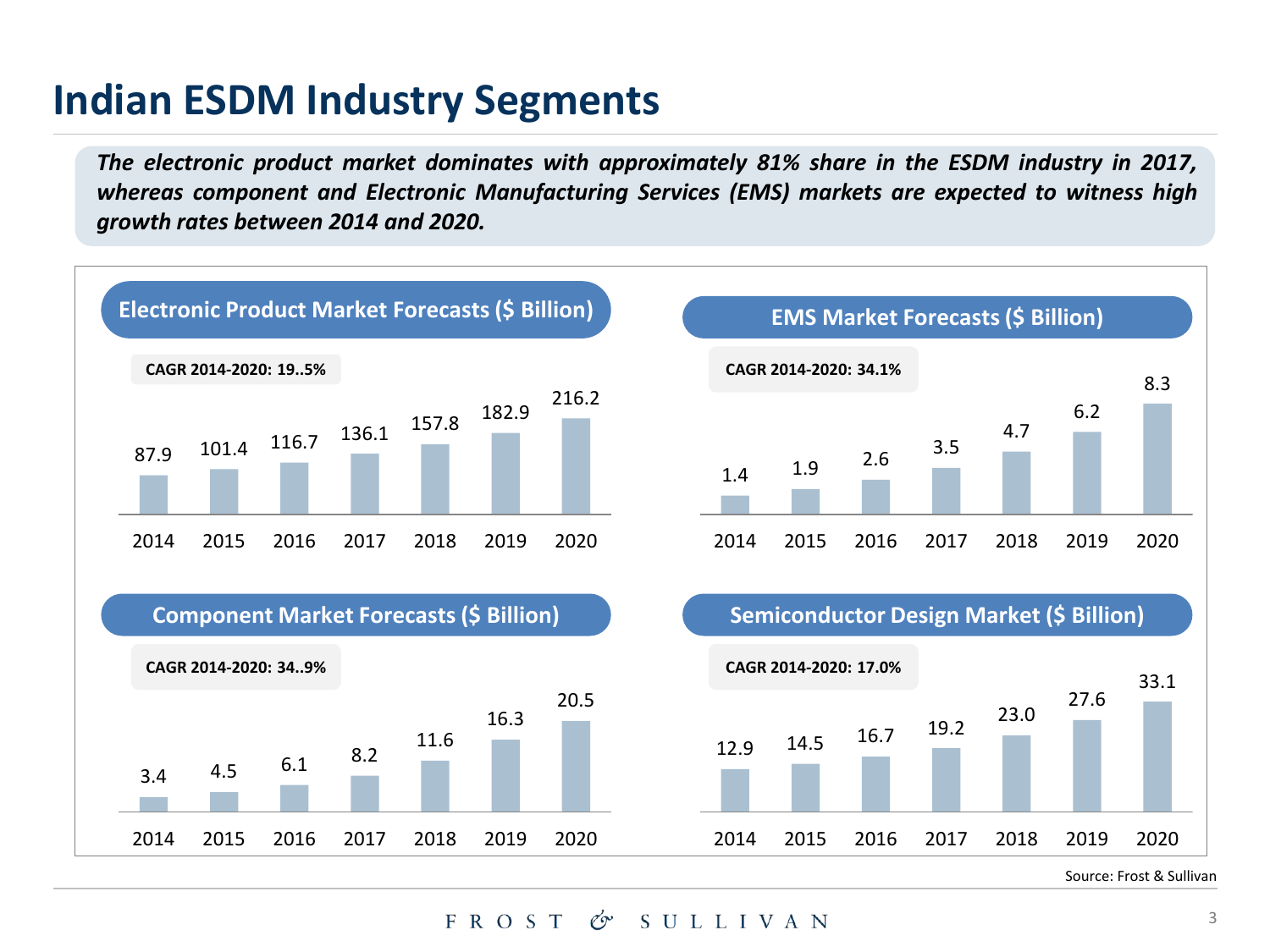# Indian ESDM Industry Segments

*The electronic product market dominates with approximately 81% share in the ESDM industry in 2017, whereas component and Electronic Manufacturing Services (EMS) markets are expected to witness high growth rates between 2014 and 2020.*

## Electronic Product Market Forecasts ($ Billion)

CAGR 2014-2020: 19..5%

| 2014 | 2015 | 2016 | 2017 | 2018 | 2019 | 2020 |
|---|---|---|---|---|---|---|
| 87.9 | 101.4 | 116.7 | 136.1 | 157.8 | 182.9 | 216.2 |

## EMS Market Forecasts ($ Billion)

CAGR 2014-2020: 34.1%

| 2014 | 2015 | 2016 | 2017 | 2018 | 2019 | 2020 |
|---|---|---|---|---|---|---|
| 1.4 | 1.9 | 2.6 | 3.5 | 4.7 | 6.2 | 8.3 |

## Component Market Forecasts ($ Billion)

CAGR 2014-2020: 34..9%

| 2014 | 2015 | 2016 | 2017 | 2018 | 2019 | 2020 |
|---|---|---|---|---|---|---|
| 3.4 | 4.5 | 6.1 | 8.2 | 11.6 | 16.3 | 20.5 |

## Semiconductor Design Market ($ Billion)

CAGR 2014-2020: 17.0%

| 2014 | 2015 | 2016 | 2017 | 2018 | 2019 | 2020 |
|---|---|---|---|---|---|---|
| 12.9 | 14.5 | 16.7 | 19.2 | 23.0 | 27.6 | 33.1 |

Source: Frost & Sullivan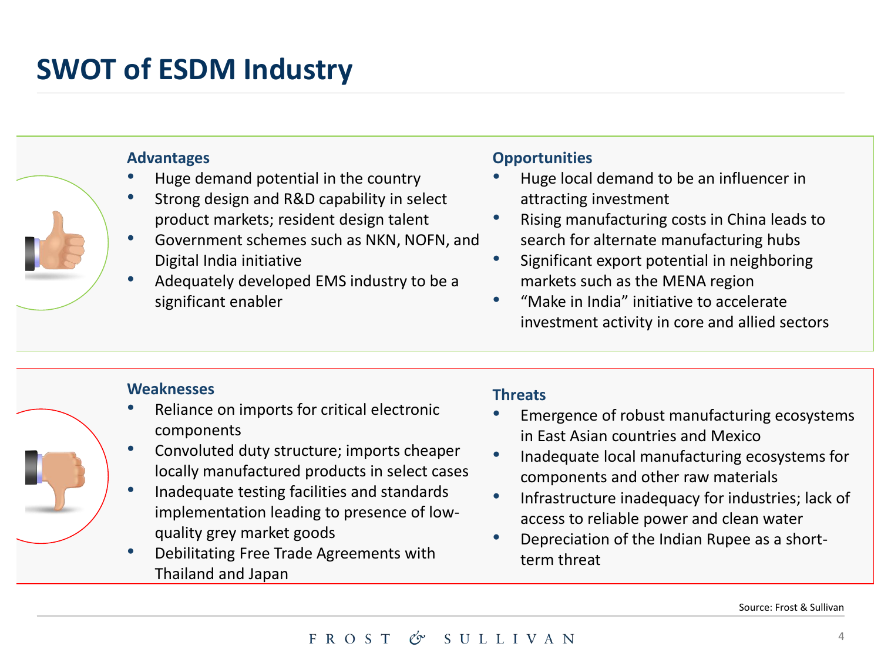# SWOT of ESDM Industry

### Advantages

- Huge demand potential in the country
- Strong design and R&D capability in select product markets; resident design talent
- Government schemes such as NKN, NOFN, and Digital India initiative
- Adequately developed EMS industry to be a significant enabler

### Opportunities

- Huge local demand to be an influencer in attracting investment
- Rising manufacturing costs in China leads to search for alternate manufacturing hubs
- Significant export potential in neighboring markets such as the MENA region
- "Make in India" initiative to accelerate investment activity in core and allied sectors

### Weaknesses

- Reliance on imports for critical electronic components
- Convoluted duty structure; imports cheaper locally manufactured products in select cases
- Inadequate testing facilities and standards implementation leading to presence of low-quality grey market goods
- Debilitating Free Trade Agreements with Thailand and Japan

### Threats

- Emergence of robust manufacturing ecosystems in East Asian countries and Mexico
- Inadequate local manufacturing ecosystems for components and other raw materials
- Infrastructure inadequacy for industries; lack of access to reliable power and clean water
- Depreciation of the Indian Rupee as a short-term threat

Source: Frost & Sullivan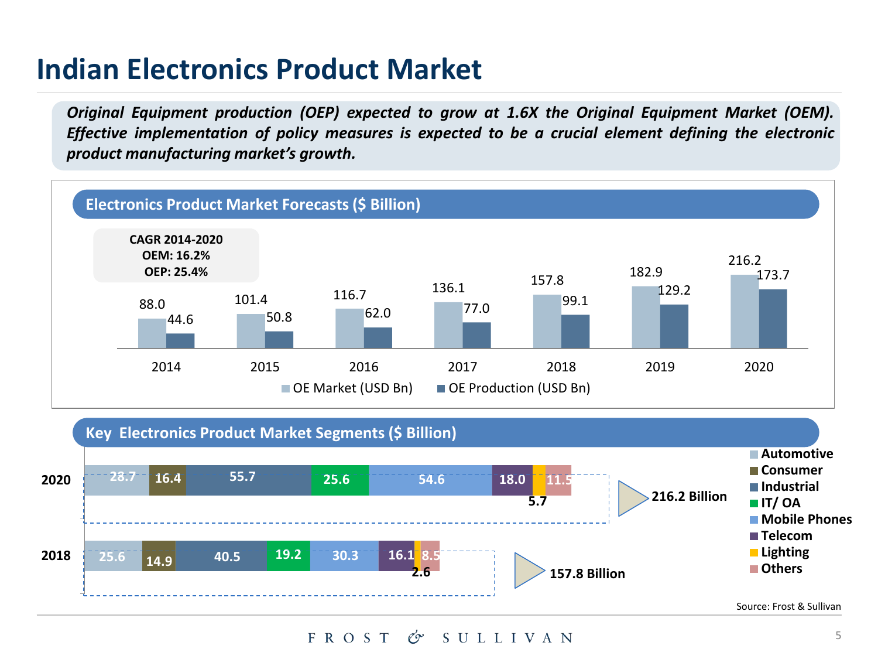# Indian Electronics Product Market

***Original Equipment production (OEP) expected to grow at 1.6X the Original Equipment Market (OEM). Effective implementation of policy measures is expected to be a crucial element defining the electronic product manufacturing market's growth.***

## Electronics Product Market Forecasts ($ Billion)

**CAGR 2014-2020**
**OEM: 16.2%**
**OEP: 25.4%**

| Year | OE Market (USD Bn) | OE Production (USD Bn) |
|---|---|---|
| 2014 | 88.0 | 44.6 |
| 2015 | 101.4 | 50.8 |
| 2016 | 116.7 | 62.0 |
| 2017 | 136.1 | 77.0 |
| 2018 | 157.8 | 99.1 |
| 2019 | 182.9 | 129.2 |
| 2020 | 216.2 | 173.7 |

## Key Electronics Product Market Segments ($ Billion)

| Segment | 2018 | 2020 |
|---|---|---|
| Automotive | 25.6 | 28.7 |
| Consumer | 14.9 | 16.4 |
| Industrial | 40.5 | 55.7 |
| IT/ OA | 19.2 | 25.6 |
| Mobile Phones | 30.3 | 54.6 |
| Telecom | 16.1 | 18.0 |
| Lighting | 2.6 | 5.7 |
| Others | 8.5 | 11.5 |
| **Total** | **157.8 Billion** | **216.2 Billion** |

Source: Frost & Sullivan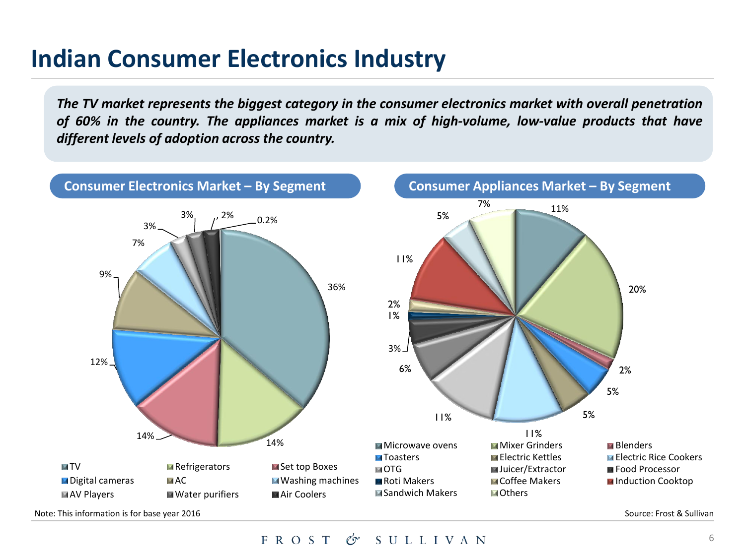# Indian Consumer Electronics Industry

***The TV market represents the biggest category in the consumer electronics market with overall penetration of 60% in the country. The appliances market is a mix of high-volume, low-value products that have different levels of adoption across the country.***

## Consumer Electronics Market – By Segment

| Segment | Share |
|---|---|
| TV | 36% |
| Refrigerators | 14% |
| Set top Boxes | 14% |
| Digital cameras | 12% |
| AC | 9% |
| Washing machines | 7% |
| AV Players | 3% |
| Water purifiers | 3% |
| Air Coolers | 2% |
| | 0.2% |

## Consumer Appliances Market – By Segment

| Segment | Share |
|---|---|
| Microwave ovens | 11% |
| Mixer Grinders | 20% |
| Blenders | 2% |
| Toasters | 5% |
| Electric Kettles | 5% |
| Electric Rice Cookers | 11% |
| OTG | 11% |
| Juicer/Extractor | 6% |
| Food Processor | 3% |
| Roti Makers | 1% |
| Coffee Makers | 2% |
| Induction Cooktop | 11% |
| Sandwich Makers | 5% |
| Others | 7% |

Note: This information is for base year 2016

Source: Frost & Sullivan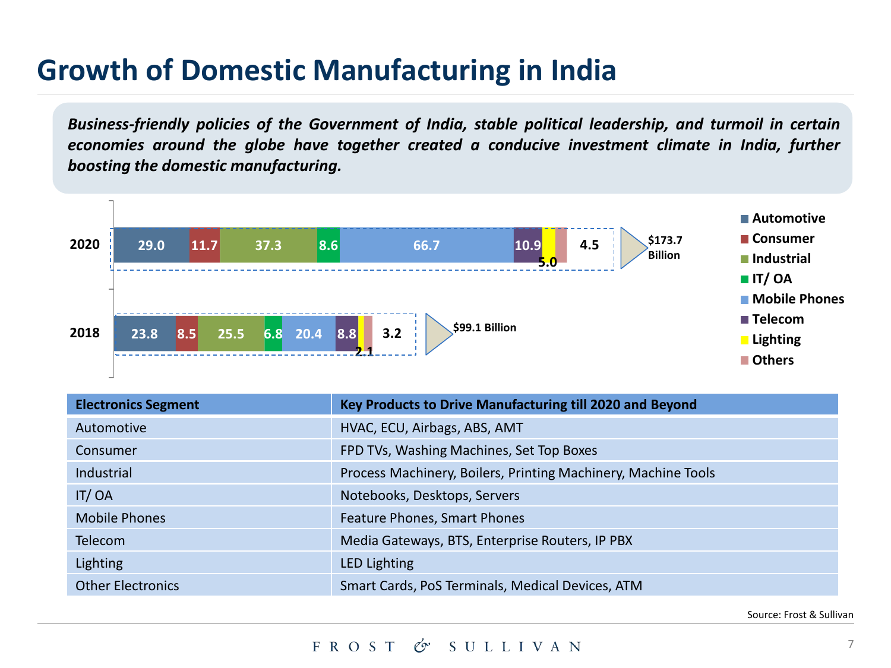# Growth of Domestic Manufacturing in India

***Business-friendly policies of the Government of India, stable political leadership, and turmoil in certain economies around the globe have together created a conducive investment climate in India, further boosting the domestic manufacturing.***

| Year | Automotive | Consumer | Industrial | IT/ OA | Mobile Phones | Telecom | Lighting | Others | Total |
|---|---|---|---|---|---|---|---|---|---|
| 2020 | 29.0 | 11.7 | 37.3 | 8.6 | 66.7 | 10.9 | 5.0 | 4.5 | $173.7 Billion |
| 2018 | 23.8 | 8.5 | 25.5 | 6.8 | 20.4 | 8.8 | 2.1 | 3.2 | $99.1 Billion |

| Electronics Segment | Key Products to Drive Manufacturing till 2020 and Beyond |
|---|---|
| Automotive | HVAC, ECU, Airbags, ABS, AMT |
| Consumer | FPD TVs, Washing Machines, Set Top Boxes |
| Industrial | Process Machinery, Boilers, Printing Machinery, Machine Tools |
| IT/ OA | Notebooks, Desktops, Servers |
| Mobile Phones | Feature Phones, Smart Phones |
| Telecom | Media Gateways, BTS, Enterprise Routers, IP PBX |
| Lighting | LED Lighting |
| Other Electronics | Smart Cards, PoS Terminals, Medical Devices, ATM |

Source: Frost & Sullivan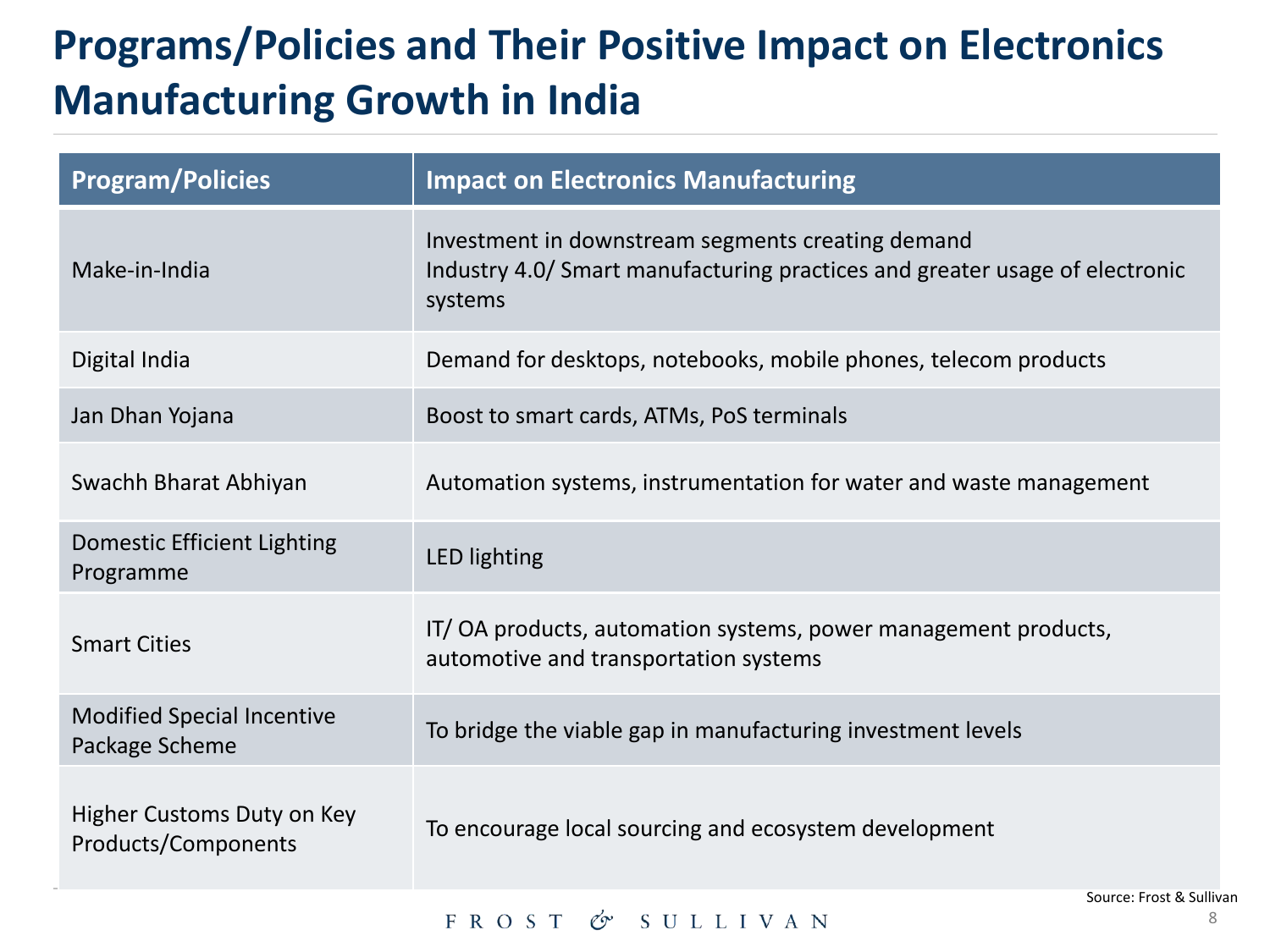# Programs/Policies and Their Positive Impact on Electronics Manufacturing Growth in India

| Program/Policies | Impact on Electronics Manufacturing |
| --- | --- |
| Make-in-India | Investment in downstream segments creating demand<br>Industry 4.0/ Smart manufacturing practices and greater usage of electronic systems |
| Digital India | Demand for desktops, notebooks, mobile phones, telecom products |
| Jan Dhan Yojana | Boost to smart cards, ATMs, PoS terminals |
| Swachh Bharat Abhiyan | Automation systems, instrumentation for water and waste management |
| Domestic Efficient Lighting Programme | LED lighting |
| Smart Cities | IT/ OA products, automation systems, power management products, automotive and transportation systems |
| Modified Special Incentive Package Scheme | To bridge the viable gap in manufacturing investment levels |
| Higher Customs Duty on Key Products/Components | To encourage local sourcing and ecosystem development |

Source: Frost & Sullivan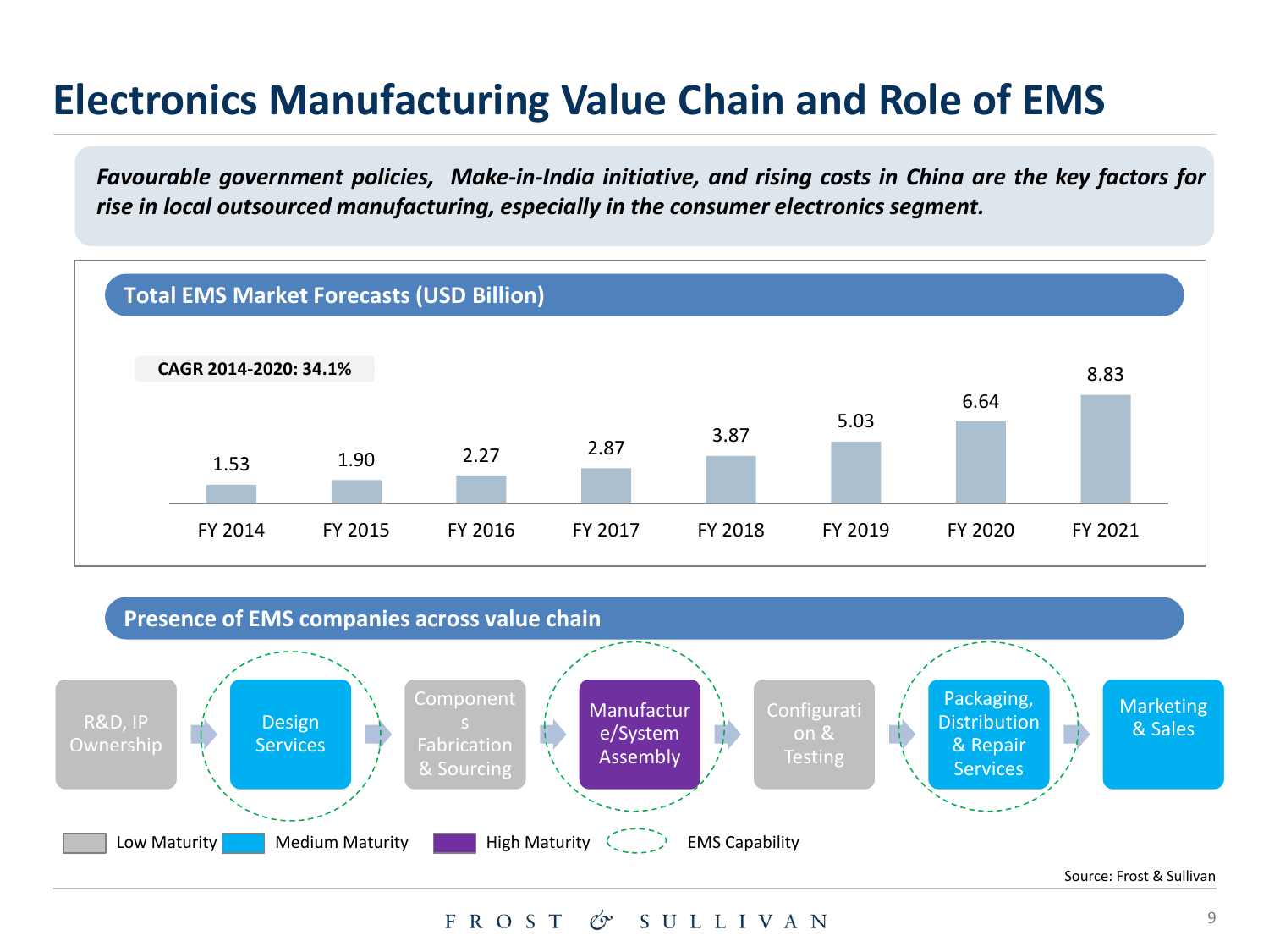# Electronics Manufacturing Value Chain and Role of EMS

*Favourable government policies, Make-in-India initiative, and rising costs in China are the key factors for rise in local outsourced manufacturing, especially in the consumer electronics segment.*

## Total EMS Market Forecasts (USD Billion)

CAGR 2014-2020: 34.1%

| FY 2014 | FY 2015 | FY 2016 | FY 2017 | FY 2018 | FY 2019 | FY 2020 | FY 2021 |
|---|---|---|---|---|---|---|---|
| 1.53 | 1.90 | 2.27 | 2.87 | 3.87 | 5.03 | 6.64 | 8.83 |

## Presence of EMS companies across value chain

| Value Chain Stage | Maturity | EMS Capability |
|---|---|---|
| R&D, IP Ownership | Low Maturity | |
| Design Services | Medium Maturity | Yes |
| Components Fabrication & Sourcing | Low Maturity | |
| Manufacture/System Assembly | High Maturity | Yes |
| Configuration & Testing | Low Maturity | |
| Packaging, Distribution & Repair Services | Medium Maturity | Yes |
| Marketing & Sales | Medium Maturity | |

Low Maturity | Medium Maturity | High Maturity | EMS Capability

Source: Frost & Sullivan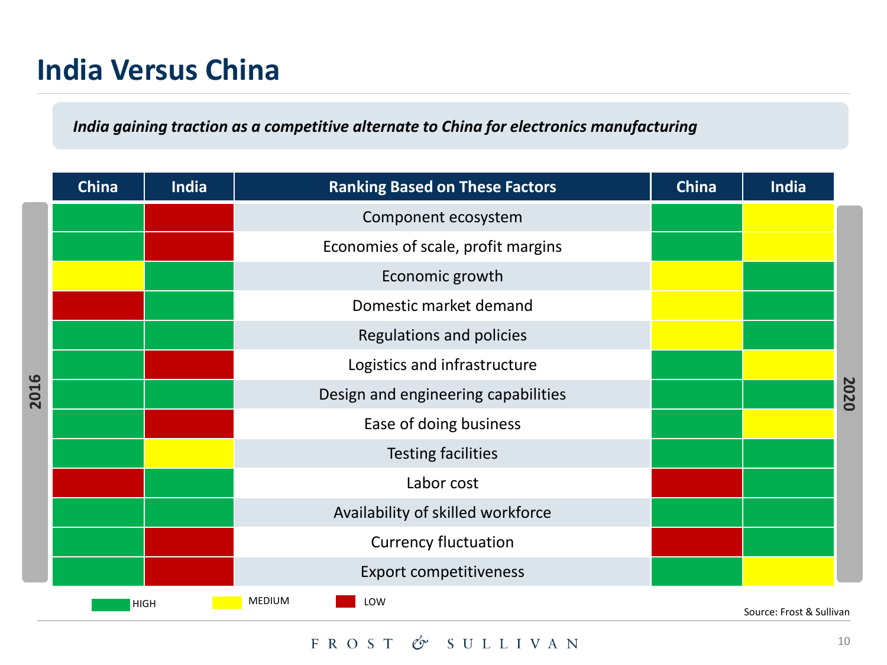# India Versus China

***India gaining traction as a competitive alternate to China for electronics manufacturing***

| 2016 China | 2016 India | Ranking Based on These Factors | 2020 China | 2020 India |
|---|---|---|---|---|
| HIGH | LOW | Component ecosystem | HIGH | MEDIUM |
| HIGH | LOW | Economies of scale, profit margins | HIGH | MEDIUM |
| MEDIUM | HIGH | Economic growth | MEDIUM | HIGH |
| LOW | HIGH | Domestic market demand | MEDIUM | HIGH |
| HIGH | HIGH | Regulations and policies | MEDIUM | HIGH |
| HIGH | LOW | Logistics and infrastructure | HIGH | MEDIUM |
| HIGH | HIGH | Design and engineering capabilities | HIGH | HIGH |
| HIGH | LOW | Ease of doing business | HIGH | MEDIUM |
| HIGH | MEDIUM | Testing facilities | HIGH | HIGH |
| LOW | HIGH | Labor cost | LOW | HIGH |
| HIGH | HIGH | Availability of skilled workforce | HIGH | HIGH |
| HIGH | LOW | Currency fluctuation | LOW | HIGH |
| HIGH | LOW | Export competitiveness | HIGH | MEDIUM |

HIGH MEDIUM LOW

Source: Frost & Sullivan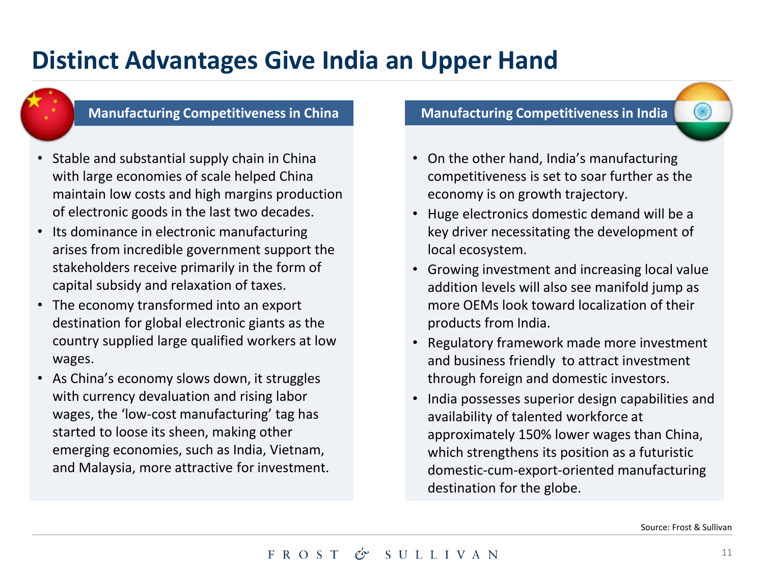# Distinct Advantages Give India an Upper Hand

## Manufacturing Competitiveness in China

- Stable and substantial supply chain in China with large economies of scale helped China maintain low costs and high margins production of electronic goods in the last two decades.
- Its dominance in electronic manufacturing arises from incredible government support the stakeholders receive primarily in the form of capital subsidy and relaxation of taxes.
- The economy transformed into an export destination for global electronic giants as the country supplied large qualified workers at low wages.
- As China's economy slows down, it struggles with currency devaluation and rising labor wages, the 'low-cost manufacturing' tag has started to loose its sheen, making other emerging economies, such as India, Vietnam, and Malaysia, more attractive for investment.

## Manufacturing Competitiveness in India

- On the other hand, India's manufacturing competitiveness is set to soar further as the economy is on growth trajectory.
- Huge electronics domestic demand will be a key driver necessitating the development of local ecosystem.
- Growing investment and increasing local value addition levels will also see manifold jump as more OEMs look toward localization of their products from India.
- Regulatory framework made more investment and business friendly to attract investment through foreign and domestic investors.
- India possesses superior design capabilities and availability of talented workforce at approximately 150% lower wages than China, which strengthens its position as a futuristic domestic-cum-export-oriented manufacturing destination for the globe.

Source: Frost & Sullivan